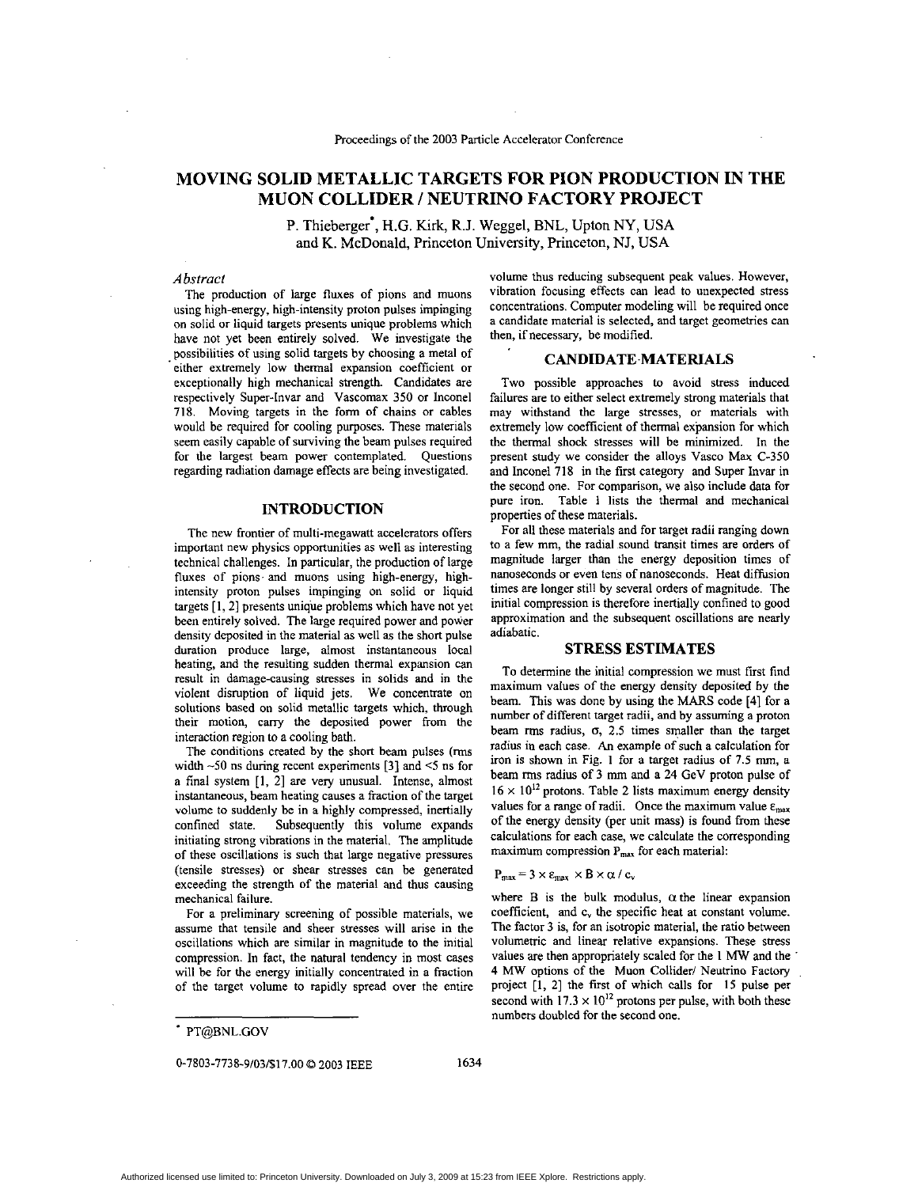# MOVING SOLID METALLIC TARGETS FOR PION PRODUCTION IN THE MUON COLLIDER / NEUTRINO FACTORY PROJECT

P. Thieberger*, H.G. Kirk, R.J. Weggel, BNL, Upton NY, USA
and K. McDonald, Princeton University, Princeton, NJ, USA

### *Abstract*

The production of large fluxes of pions and muons using high-energy, high-intensity proton pulses impinging on solid or liquid targets presents unique problems which have not yet been entirely solved. We investigate the possibilities of using solid targets by choosing a metal of either extremely low thermal expansion coefficient or exceptionally high mechanical strength. Candidates are respectively Super-Invar and Vascomax 350 or Inconel 718. Moving targets in the form of chains or cables would be required for cooling purposes. These materials seem easily capable of surviving the beam pulses required for the largest beam power contemplated. Questions regarding radiation damage effects are being investigated.

## INTRODUCTION

The new frontier of multi-megawatt accelerators offers important new physics opportunities as well as interesting technical challenges. In particular, the production of large fluxes of pions and muons using high-energy, high-intensity proton pulses impinging on solid or liquid targets [1, 2] presents unique problems which have not yet been entirely solved. The large required power and power density deposited in the material as well as the short pulse duration produce large, almost instantaneous local heating, and the resulting sudden thermal expansion can result in damage-causing stresses in solids and in the violent disruption of liquid jets. We concentrate on solutions based on solid metallic targets which, through their motion, carry the deposited power from the interaction region to a cooling bath.

The conditions created by the short beam pulses (rms width ~50 ns during recent experiments [3] and <5 ns for a final system [1, 2] are very unusual. Intense, almost instantaneous, beam heating causes a fraction of the target volume to suddenly be in a highly compressed, inertially confined state. Subsequently this volume expands initiating strong vibrations in the material. The amplitude of these oscillations is such that large negative pressures (tensile stresses) or shear stresses can be generated exceeding the strength of the material and thus causing mechanical failure.

For a preliminary screening of possible materials, we assume that tensile and sheer stresses will arise in the oscillations which are similar in magnitude to the initial compression. In fact, the natural tendency in most cases will be for the energy initially concentrated in a fraction of the target volume to rapidly spread over the entire volume thus reducing subsequent peak values. However, vibration focusing effects can lead to unexpected stress concentrations. Computer modeling will be required once a candidate material is selected, and target geometries can then, if necessary, be modified.

## CANDIDATE MATERIALS

Two possible approaches to avoid stress induced failures are to either select extremely strong materials that may withstand the large stresses, or materials with extremely low coefficient of thermal expansion for which the thermal shock stresses will be minimized. In the present study we consider the alloys Vasco Max C-350 and Inconel 718 in the first category and Super Invar in the second one. For comparison, we also include data for pure iron. Table 1 lists the thermal and mechanical properties of these materials.

For all these materials and for target radii ranging down to a few mm, the radial sound transit times are orders of magnitude larger than the energy deposition times of nanoseconds or even tens of nanoseconds. Heat diffusion times are longer still by several orders of magnitude. The initial compression is therefore inertially confined to good approximation and the subsequent oscillations are nearly adiabatic.

## STRESS ESTIMATES

To determine the initial compression we must first find maximum values of the energy density deposited by the beam. This was done by using the MARS code [4] for a number of different target radii, and by assuming a proton beam rms radius, σ, 2.5 times smaller than the target radius in each case. An example of such a calculation for iron is shown in Fig. 1 for a target radius of 7.5 mm, a beam rms radius of 3 mm and a 24 GeV proton pulse of $16 \times 10^{12}$ protons. Table 2 lists maximum energy density values for a range of radii. Once the maximum value $\varepsilon_{max}$ of the energy density (per unit mass) is found from these calculations for each case, we calculate the corresponding maximum compression $P_{max}$ for each material:

$$P_{max} = 3 \times \varepsilon_{max} \times B \times \alpha / c_v$$

where B is the bulk modulus, α the linear expansion coefficient, and $c_v$ the specific heat at constant volume. The factor 3 is, for an isotropic material, the ratio between volumetric and linear relative expansions. These stress values are then appropriately scaled for the 1 MW and the 4 MW options of the Muon Collider/ Neutrino Factory project [1, 2] the first of which calls for 15 pulse per second with $17.3 \times 10^{12}$ protons per pulse, with both these numbers doubled for the second one.

* PT@BNL.GOV

0-7803-7738-9/03/$17.00 © 2003 IEEE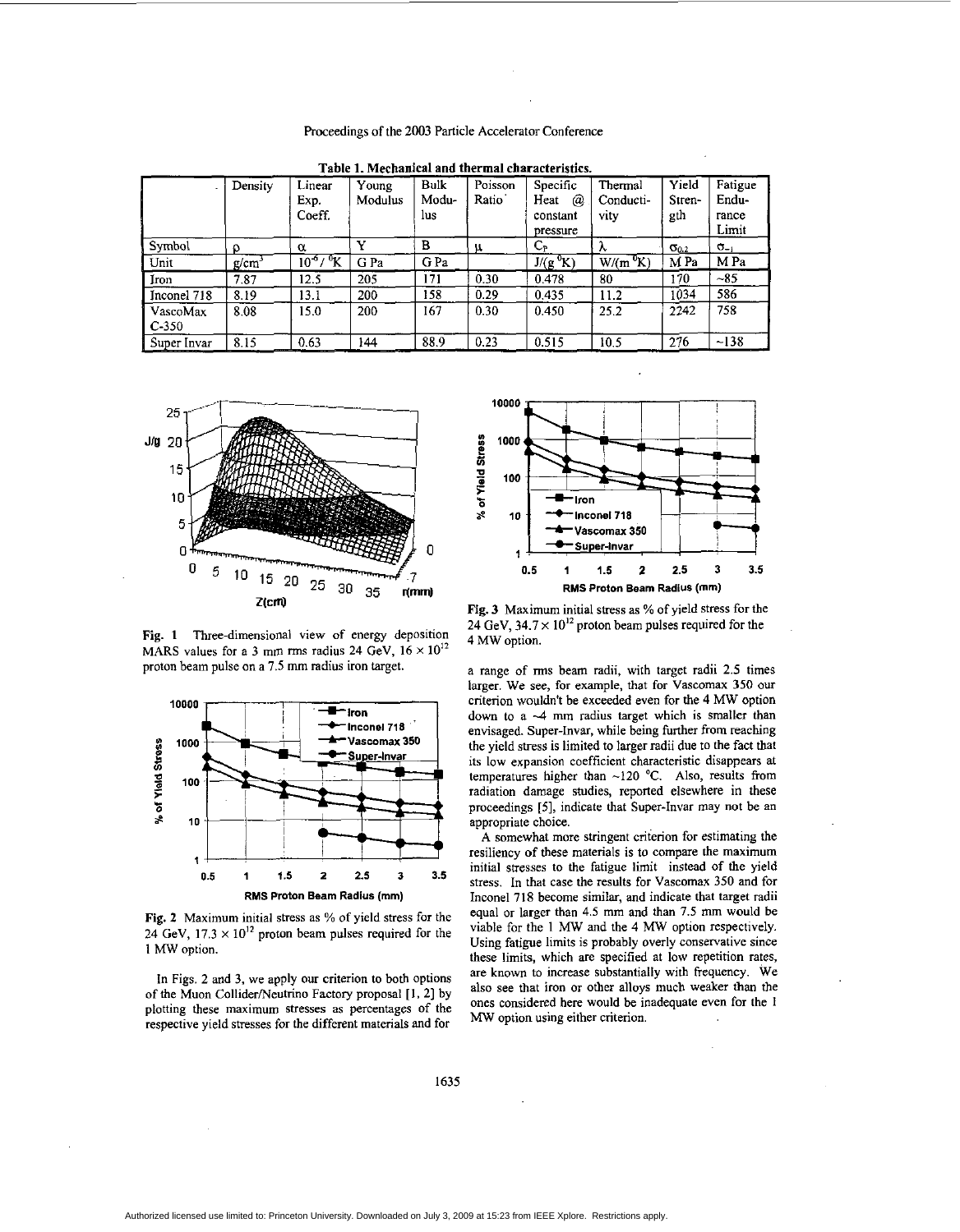**Table 1. Mechanical and thermal characteristics.**

| | Density | Linear Exp. Coeff. | Young Modulus | Bulk Modulus | Poisson Ratio | Specific Heat @ constant pressure | Thermal Conductivity | Yield Strength | Fatigue Endurance Limit |
|---|---|---|---|---|---|---|---|---|---|
| Symbol | $\rho$ | $\alpha$ | Y | B | $\mu$ | $C_P$ | $\lambda$ | $\sigma_{0.2}$ | $\sigma_{-1}$ |
| Unit | g/cm$^3$ | $10^{-6}$/ $^0$K | G Pa | G Pa | | J/(g $^0$K) | W/(m $^0$K) | M Pa | M Pa |
| Iron | 7.87 | 12.5 | 205 | 171 | 0.30 | 0.478 | 80 | 170 | ~85 |
| Inconel 718 | 8.19 | 13.1 | 200 | 158 | 0.29 | 0.435 | 11.2 | 1034 | 586 |
| VascoMax C-350 | 8.08 | 15.0 | 200 | 167 | 0.30 | 0.450 | 25.2 | 2242 | 758 |
| Super Invar | 8.15 | 0.63 | 144 | 88.9 | 0.23 | 0.515 | 10.5 | 276 | ~138 |

**Fig. 1** Three-dimensional view of energy deposition MARS values for a 3 mm rms radius 24 GeV, $16 \times 10^{12}$ proton beam pulse on a 7.5 mm radius iron target.

**Fig. 2** Maximum initial stress as % of yield stress for the 24 GeV, $17.3 \times 10^{12}$ proton beam pulses required for the 1 MW option.

In Figs. 2 and 3, we apply our criterion to both options of the Muon Collider/Neutrino Factory proposal [1, 2] by plotting these maximum stresses as percentages of the respective yield stresses for the different materials and for a range of rms beam radii, with target radii 2.5 times larger. We see, for example, that for Vascomax 350 our criterion wouldn't be exceeded even for the 4 MW option down to a ~4 mm radius target which is smaller than envisaged. Super-Invar, while being further from reaching the yield stress is limited to larger radii due to the fact that its low expansion coefficient characteristic disappears at temperatures higher than ~120 °C. Also, results from radiation damage studies, reported elsewhere in these proceedings [5], indicate that Super-Invar may not be an appropriate choice.

**Fig. 3** Maximum initial stress as % of yield stress for the 24 GeV, $34.7 \times 10^{12}$ proton beam pulses required for the 4 MW option.

A somewhat more stringent criterion for estimating the resiliency of these materials is to compare the maximum initial stresses to the fatigue limit instead of the yield stress. In that case the results for Vascomax 350 and for Inconel 718 become similar, and indicate that target radii equal or larger than 4.5 mm and than 7.5 mm would be viable for the 1 MW and the 4 MW option respectively. Using fatigue limits is probably overly conservative since these limits, which are specified at low repetition rates, are known to increase substantially with frequency. We also see that iron or other alloys much weaker than the ones considered here would be inadequate even for the 1 MW option using either criterion.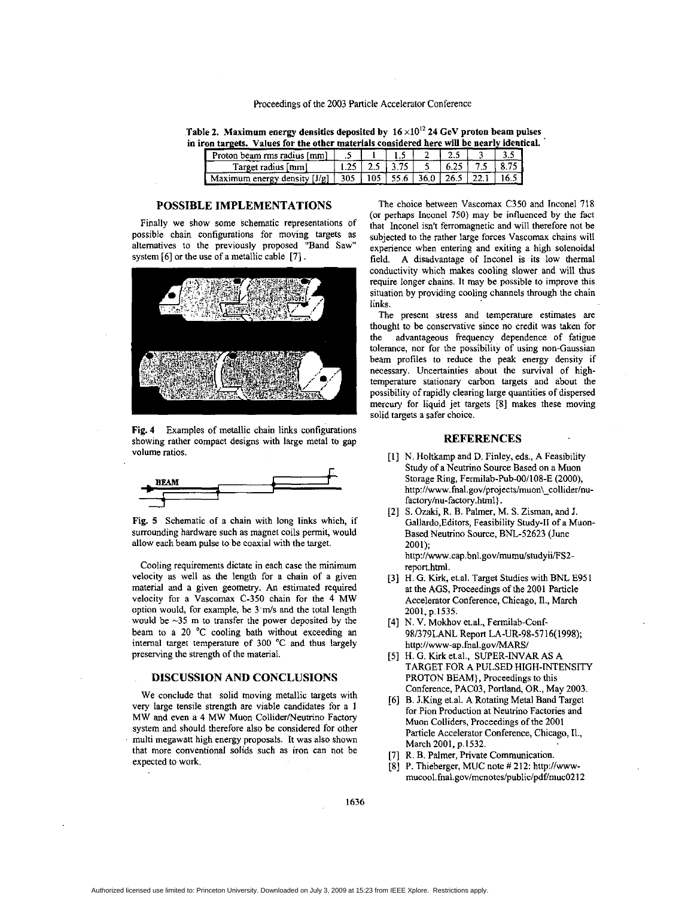**Table 2. Maximum energy densities deposited by $16\times10^{12}$ 24 GeV proton beam pulses in iron targets. Values for the other materials considered here will be nearly identical.**

| Proton beam rms radius [mm] | .5 | 1 | 1.5 | 2 | 2.5 | 3 | 3.5 |
|---|---|---|---|---|---|---|---|
| Target radius [mm] | 1.25 | 2.5 | 3.75 | 5 | 6.25 | 7.5 | 8.75 |
| Maximum energy density [J/g] | 305 | 105 | 55.6 | 36.0 | 26.5 | 22.1 | 16.5 |

## POSSIBLE IMPLEMENTATIONS

Finally we show some schematic representations of possible chain configurations for moving targets as alternatives to the previously proposed "Band Saw" system [6] or the use of a metallic cable [7].

**Fig. 4** Examples of metallic chain links configurations showing rather compact designs with large metal to gap volume ratios.

BEAM

**Fig. 5** Schematic of a chain with long links which, if surrounding hardware such as magnet coils permit, would allow each beam pulse to be coaxial with the target.

Cooling requirements dictate in each case the minimum velocity as well as the length for a chain of a given material and a given geometry. An estimated required velocity for a Vascomax C-350 chain for the 4 MW option would, for example, be 3 m/s and the total length would be ~35 m to transfer the power deposited by the beam to a 20 °C cooling bath without exceeding an internal target temperature of 300 °C and thus largely preserving the strength of the material.

## DISCUSSION AND CONCLUSIONS

We conclude that solid moving metallic targets with very large tensile strength are viable candidates for a 1 MW and even a 4 MW Muon Collider/Neutrino Factory system and should therefore also be considered for other multi megawatt high energy proposals. It was also shown that more conventional solids such as iron can not be expected to work.

The choice between Vascomax C350 and Inconel 718 (or perhaps Inconel 750) may be influenced by the fact that Inconel isn't ferromagnetic and will therefore not be subjected to the rather large forces Vascomax chains will experience when entering and exiting a high solenoidal field. A disadvantage of Inconel is its low thermal conductivity which makes cooling slower and will thus require longer chains. It may be possible to improve this situation by providing cooling channels through the chain links.

The present stress and temperature estimates are thought to be conservative since no credit was taken for the advantageous frequency dependence of fatigue tolerance, nor for the possibility of using non-Gaussian beam profiles to reduce the peak energy density if necessary. Uncertainties about the survival of high-temperature stationary carbon targets and about the possibility of rapidly clearing large quantities of dispersed mercury for liquid jet targets [8] makes these moving solid targets a safer choice.

## REFERENCES

[1] N. Holtkamp and D. Finley, eds., A Feasibility Study of a Neutrino Source Based on a Muon Storage Ring, Fermilab-Pub-00/108-E (2000), http://www.fnal.gov/projects/muon\_collider/nu-factory/nu-factory.html}.

[2] S. Ozaki, R. B. Palmer, M. S. Zisman, and J. Gallardo,Editors, Feasibility Study-II of a Muon-Based Neutrino Source, BNL-52623 (June 2001); http://www.cap.bnl.gov/mumu/studyii/FS2-report.html.

[3] H. G. Kirk, et.al. Target Studies with BNL E951 at the AGS, Proceedings of the 2001 Particle Accelerator Conference, Chicago, Il., March 2001, p.1535.

[4] N. V. Mokhov et.al., Fermilab-Conf-98/379LANL Report LA-UR-98-5716(1998); http://www-ap.fnal.gov/MARS/

[5] H. G. Kirk et.al., SUPER-INVAR AS A TARGET FOR A PULSED HIGH-INTENSITY PROTON BEAM}, Proceedings to this Conference, PAC03, Portland, OR., May 2003.

[6] B. J.King et.al. A Rotating Metal Band Target for Pion Production at Neutrino Factories and Muon Colliders, Proceedings of the 2001 Particle Accelerator Conference, Chicago, Il., March 2001, p.1532.

[7] R. B. Palmer, Private Communication.

[8] P. Thieberger, MUC note # 212: http://www-mucool.fnal.gov/mcnotes/public/pdf/muc0212